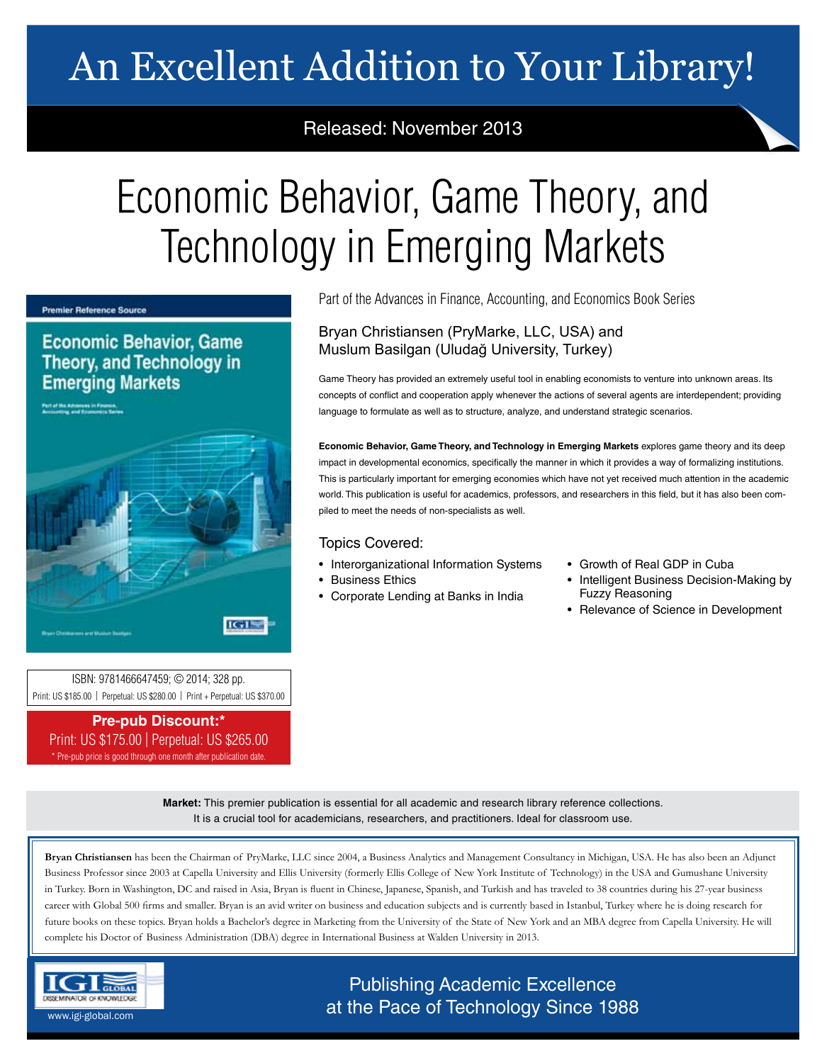# An Excellent Addition to Your Library!

Released: November 2013

# Economic Behavior, Game Theory, and Technology in Emerging Markets

Part of the Advances in Finance, Accounting, and Economics Book Series

Bryan Christiansen (PryMarke, LLC, USA) and
Muslum Basilgan (Uludağ University, Turkey)

Game Theory has provided an extremely useful tool in enabling economists to venture into unknown areas. Its concepts of conflict and cooperation apply whenever the actions of several agents are interdependent; providing language to formulate as well as to structure, analyze, and understand strategic scenarios.

**Economic Behavior, Game Theory, and Technology in Emerging Markets** explores game theory and its deep impact in developmental economics, specifically the manner in which it provides a way of formalizing institutions. This is particularly important for emerging economies which have not yet received much attention in the academic world. This publication is useful for academics, professors, and researchers in this field, but it has also been compiled to meet the needs of non-specialists as well.

## Topics Covered:

- Interorganizational Information Systems
- Business Ethics
- Corporate Lending at Banks in India
- Growth of Real GDP in Cuba
- Intelligent Business Decision-Making by Fuzzy Reasoning
- Relevance of Science in Development

ISBN: 9781466647459; © 2014; 328 pp.
Print: US $185.00 | Perpetual: US $280.00 | Print + Perpetual: US $370.00

**Pre-pub Discount:***
Print: US $175.00 | Perpetual: US $265.00
* Pre-pub price is good through one month after publication date.

**Market:** This premier publication is essential for all academic and research library reference collections. It is a crucial tool for academicians, researchers, and practitioners. Ideal for classroom use.

**Bryan Christiansen** has been the Chairman of PryMarke, LLC since 2004, a Business Analytics and Management Consultancy in Michigan, USA. He has also been an Adjunct Business Professor since 2003 at Capella University and Ellis University (formerly Ellis College of New York Institute of Technology) in the USA and Gumushane University in Turkey. Born in Washington, DC and raised in Asia, Bryan is fluent in Chinese, Japanese, Spanish, and Turkish and has traveled to 38 countries during his 27-year business career with Global 500 firms and smaller. Bryan is an avid writer on business and education subjects and is currently based in Istanbul, Turkey where he is doing research for future books on these topics. Bryan holds a Bachelor's degree in Marketing from the University of the State of New York and an MBA degree from Capella University. He will complete his Doctor of Business Administration (DBA) degree in International Business at Walden University in 2013.

IGI Global – Disseminator of Knowledge
www.igi-global.com

Publishing Academic Excellence at the Pace of Technology Since 1988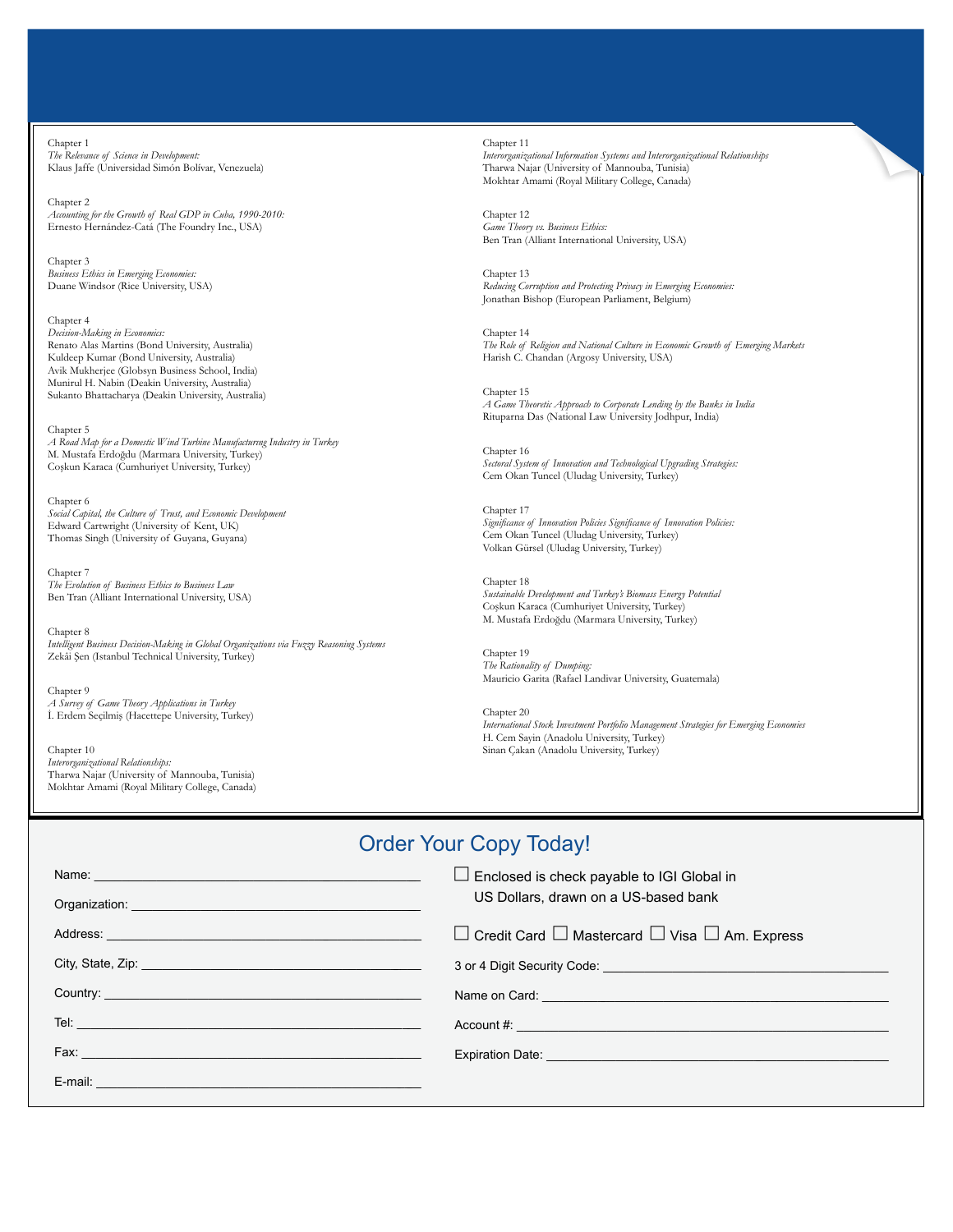Chapter 1
*The Relevance of Science in Development:*
Klaus Jaffe (Universidad Simón Bolívar, Venezuela)

Chapter 2
*Accounting for the Growth of Real GDP in Cuba, 1990-2010:*
Ernesto Hernández-Catá (The Foundry Inc., USA)

Chapter 3
*Business Ethics in Emerging Economies:*
Duane Windsor (Rice University, USA)

Chapter 4
*Decision-Making in Economics:*
Renato Alas Martins (Bond University, Australia)
Kuldeep Kumar (Bond University, Australia)
Avik Mukherjee (Globsyn Business School, India)
Munirul H. Nabin (Deakin University, Australia)
Sukanto Bhattacharya (Deakin University, Australia)

Chapter 5
*A Road Map for a Domestic Wind Turbine Manufacturing Industry in Turkey*
M. Mustafa Erdoğdu (Marmara University, Turkey)
Coşkun Karaca (Cumhuriyet University, Turkey)

Chapter 6
*Social Capital, the Culture of Trust, and Economic Development*
Edward Cartwright (University of Kent, UK)
Thomas Singh (University of Guyana, Guyana)

Chapter 7
*The Evolution of Business Ethics to Business Law*
Ben Tran (Alliant International University, USA)

Chapter 8
*Intelligent Business Decision-Making in Global Organizations via Fuzzy Reasoning Systems*
Zekâi Şen (Istanbul Technical University, Turkey)

Chapter 9
*A Survey of Game Theory Applications in Turkey*
İ. Erdem Seçilmiş (Hacettepe University, Turkey)

Chapter 10
*Interorganizational Relationships:*
Tharwa Najar (University of Mannouba, Tunisia)
Mokhtar Amami (Royal Military College, Canada)

Chapter 11
*Interorganizational Information Systems and Interorganizational Relationships*
Tharwa Najar (University of Mannouba, Tunisia)
Mokhtar Amami (Royal Military College, Canada)

Chapter 12
*Game Theory vs. Business Ethics:*
Ben Tran (Alliant International University, USA)

Chapter 13
*Reducing Corruption and Protecting Privacy in Emerging Economies:*
Jonathan Bishop (European Parliament, Belgium)

Chapter 14
*The Role of Religion and National Culture in Economic Growth of Emerging Markets*
Harish C. Chandan (Argosy University, USA)

Chapter 15
*A Game Theoretic Approach to Corporate Lending by the Banks in India*
Rituparna Das (National Law University Jodhpur, India)

Chapter 16
*Sectoral System of Innovation and Technological Upgrading Strategies:*
Cem Okan Tuncel (Uludag University, Turkey)

Chapter 17
*Significance of Innovation Policies Significance of Innovation Policies:*
Cem Okan Tuncel (Uludag University, Turkey)
Volkan Gürsel (Uludag University, Turkey)

Chapter 18
*Sustainable Development and Turkey's Biomass Energy Potential*
Coşkun Karaca (Cumhuriyet University, Turkey)
M. Mustafa Erdoğdu (Marmara University, Turkey)

Chapter 19
*The Rationality of Dumping:*
Mauricio Garita (Rafael Landivar University, Guatemala)

Chapter 20
*International Stock Investment Portfolio Management Strategies for Emerging Economies*
H. Cem Sayin (Anadolu University, Turkey)
Sinan Çakan (Anadolu University, Turkey)

## Order Your Copy Today!

Name: ______________________________

Organization: ______________________________

Address: ______________________________

City, State, Zip: ______________________________

Country: ______________________________

Tel: ______________________________

Fax: ______________________________

E-mail: ______________________________

☐ Enclosed is check payable to IGI Global in US Dollars, drawn on a US-based bank

☐ Credit Card ☐ Mastercard ☐ Visa ☐ Am. Express

3 or 4 Digit Security Code: ______________________________

Name on Card: ______________________________

Account #: ______________________________

Expiration Date: ______________________________